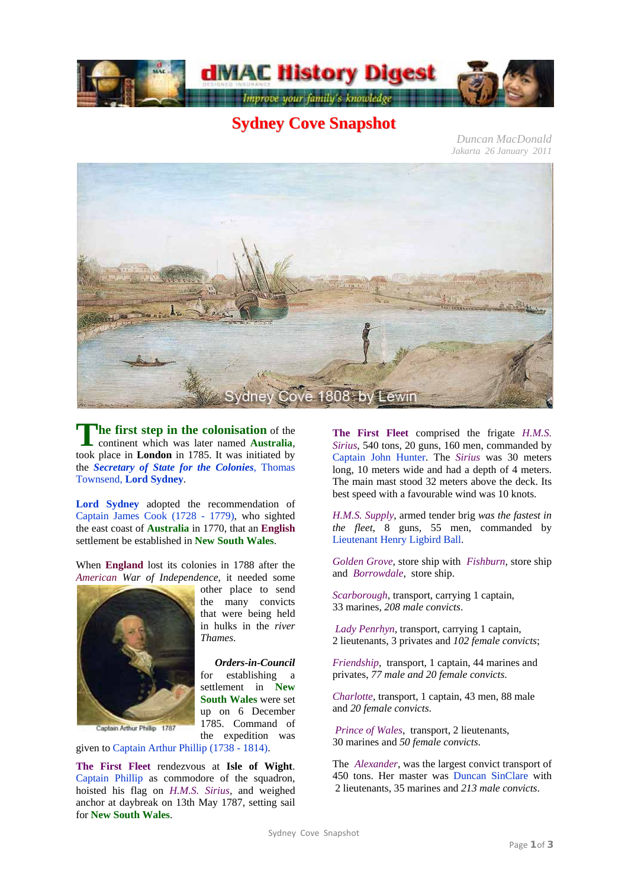# Sydney Cove Snapshot

*Duncan MacDonald*
*Jakarta 26 January 2011*

Sydney Cove 1808 by Lewin

**The first step in the colonisation** of the continent which was later named **Australia**, took place in **London** in 1785. It was initiated by the ***Secretary of State for the Colonies***, Thomas Townsend, **Lord Sydney**.

**Lord Sydney** adopted the recommendation of Captain James Cook (1728 - 1779), who sighted the east coast of **Australia** in 1770, that an **English** settlement be established in **New South Wales**.

When **England** lost its colonies in 1788 after the *American War of Independence*, it needed some other place to send the many convicts that were being held in hulks in the *river Thames*.

Captain Arthur Phillip 1787

***Orders-in-Council*** for establishing a settlement in **New South Wales** were set up on 6 December 1785. Command of the expedition was given to Captain Arthur Phillip (1738 - 1814).

**The First Fleet** rendezvous at **Isle of Wight**. Captain Phillip as commodore of the squadron, hoisted his flag on *H.M.S. Sirius*, and weighed anchor at daybreak on 13th May 1787, setting sail for **New South Wales**.

**The First Fleet** comprised the frigate *H.M.S. Sirius*, 540 tons, 20 guns, 160 men, commanded by Captain John Hunter. The *Sirius* was 30 meters long, 10 meters wide and had a depth of 4 meters. The main mast stood 32 meters above the deck. Its best speed with a favourable wind was 10 knots.

*H.M.S. Supply*, armed tender brig *was the fastest in the fleet*, 8 guns, 55 men, commanded by Lieutenant Henry Ligbird Ball.

*Golden Grove*, store ship with *Fishburn*, store ship and *Borrowdale*, store ship.

*Scarborough*, transport, carrying 1 captain, 33 marines, *208 male convicts*.

*Lady Penrhyn*, transport, carrying 1 captain, 2 lieutenants, 3 privates and *102 female convicts*;

*Friendship*, transport, 1 captain, 44 marines and privates, *77 male and 20 female convicts.*

*Charlotte*, transport, 1 captain, 43 men, 88 male and *20 female convicts.*

*Prince of Wales*, transport, 2 lieutenants, 30 marines and *50 female convicts.*

The *Alexander*, was the largest convict transport of 450 tons. Her master was Duncan SinClare with 2 lieutenants, 35 marines and *213 male convicts*.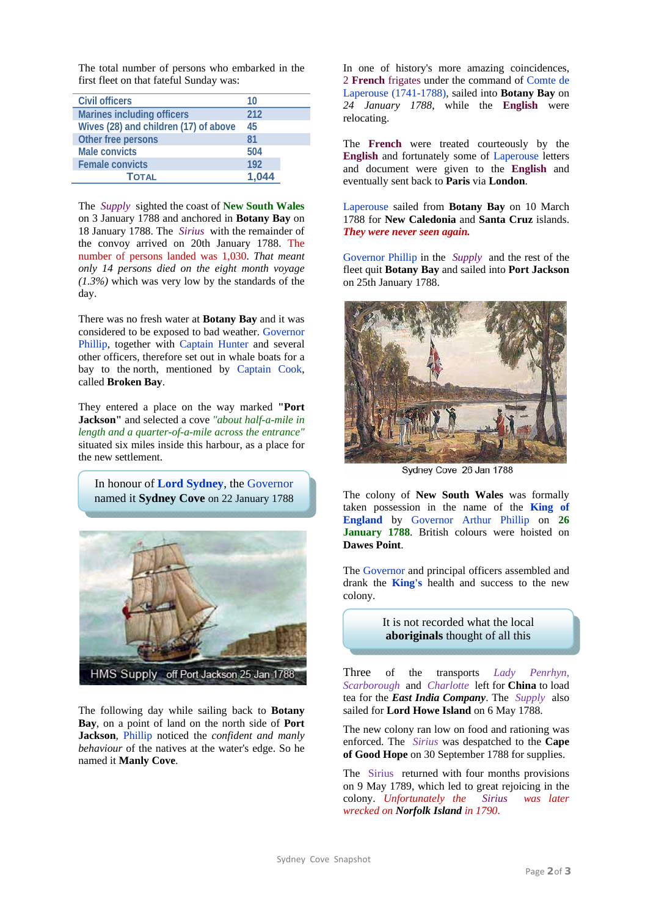The total number of persons who embarked in the first fleet on that fateful Sunday was:

| Civil officers | 10 |
|---|---|
| Marines including officers | 212 |
| Wives (28) and children (17) of above | 45 |
| Other free persons | 81 |
| Male convicts | 504 |
| Female convicts | 192 |
| TOTAL | 1,044 |

The *Supply* sighted the coast of **New South Wales** on 3 January 1788 and anchored in **Botany Bay** on 18 January 1788. The *Sirius* with the remainder of the convoy arrived on 20th January 1788. The number of persons landed was 1,030. *That meant only 14 persons died on the eight month voyage (1.3%)* which was very low by the standards of the day.

There was no fresh water at **Botany Bay** and it was considered to be exposed to bad weather. Governor Phillip, together with Captain Hunter and several other officers, therefore set out in whale boats for a bay to the north, mentioned by Captain Cook, called **Broken Bay**.

They entered a place on the way marked **"Port Jackson"** and selected a cove *"about half-a-mile in length and a quarter-of-a-mile across the entrance"* situated six miles inside this harbour, as a place for the new settlement.

In honour of **Lord Sydney**, the Governor named it **Sydney Cove** on 22 January 1788

HMS Supply off Port Jackson 25 Jan 1788

The following day while sailing back to **Botany Bay**, on a point of land on the north side of **Port Jackson**, Phillip noticed the *confident and manly behaviour* of the natives at the water's edge. So he named it **Manly Cove**.

In one of history's more amazing coincidences, 2 **French** frigates under the command of Comte de Laperouse (1741-1788), sailed into **Botany Bay** on *24 January 1788*, while the **English** were relocating.

The **French** were treated courteously by the **English** and fortunately some of Laperouse letters and document were given to the **English** and eventually sent back to **Paris** via **London**.

Laperouse sailed from **Botany Bay** on 10 March 1788 for **New Caledonia** and **Santa Cruz** islands. ***They were never seen again.***

Governor Phillip in the *Supply* and the rest of the fleet quit **Botany Bay** and sailed into **Port Jackson** on 25th January 1788.

Sydney Cove 26 Jan 1788

The colony of **New South Wales** was formally taken possession in the name of the **King of England** by Governor Arthur Phillip on **26 January 1788**. British colours were hoisted on **Dawes Point**.

The Governor and principal officers assembled and drank the **King's** health and success to the new colony.

It is not recorded what the local **aboriginals** thought of all this

Three of the transports *Lady Penrhyn*, *Scarborough* and *Charlotte* left for **China** to load tea for the ***East India Company***. The *Supply* also sailed for **Lord Howe Island** on 6 May 1788.

The new colony ran low on food and rationing was enforced. The *Sirius* was despatched to the **Cape of Good Hope** on 30 September 1788 for supplies.

The Sirius returned with four months provisions on 9 May 1789, which led to great rejoicing in the colony. *Unfortunately the Sirius was later wrecked on **Norfolk Island** in 1790.*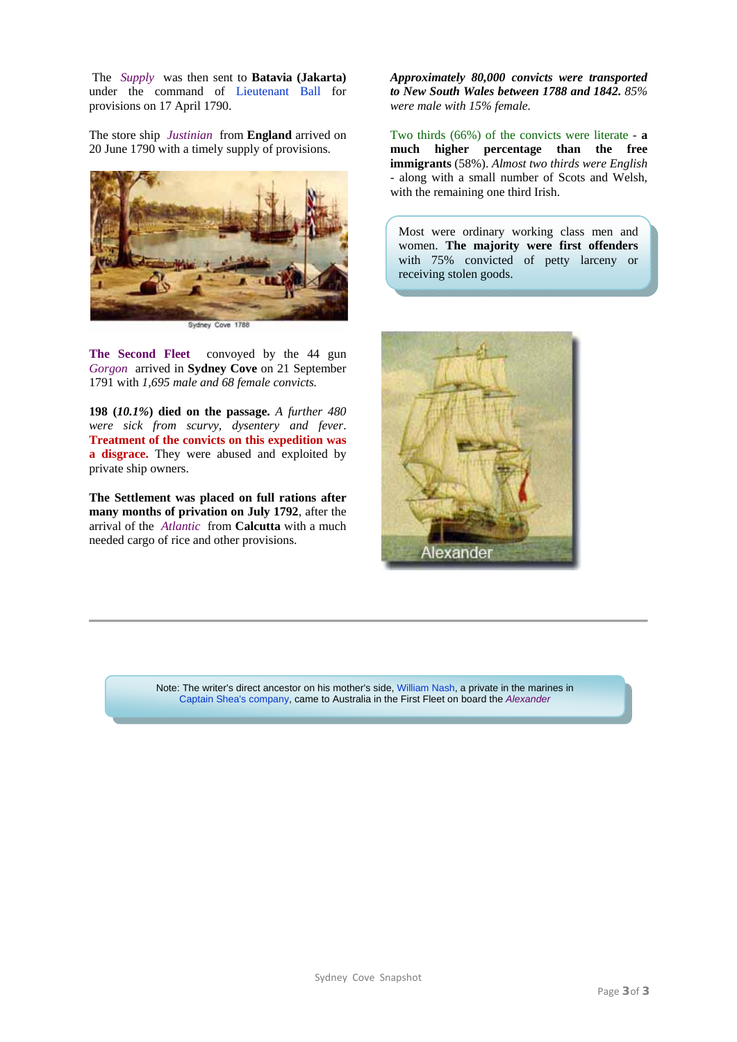The *Supply* was then sent to **Batavia (Jakarta)** under the command of Lieutenant Ball for provisions on 17 April 1790.

The store ship *Justinian* from **England** arrived on 20 June 1790 with a timely supply of provisions.

Sydney Cove 1788

**The Second Fleet** convoyed by the 44 gun *Gorgon* arrived in **Sydney Cove** on 21 September 1791 with *1,695 male and 68 female convicts.*

**198 (*10.1%*) died on the passage.** *A further 480 were sick from scurvy, dysentery and fever*. **Treatment of the convicts on this expedition was a disgrace.** They were abused and exploited by private ship owners.

**The Settlement was placed on full rations after many months of privation on July 1792**, after the arrival of the *Atlantic* from **Calcutta** with a much needed cargo of rice and other provisions.

***Approximately 80,000 convicts were transported to New South Wales between 1788 and 1842.*** *85% were male with 15% female.*

Two thirds (66%) of the convicts were literate - **a much higher percentage than the free immigrants** (58%). *Almost two thirds were English* - along with a small number of Scots and Welsh, with the remaining one third Irish.

Most were ordinary working class men and women. **The majority were first offenders** with 75% convicted of petty larceny or receiving stolen goods.

Alexander

Note: The writer's direct ancestor on his mother's side, William Nash, a private in the marines in Captain Shea's company, came to Australia in the First Fleet on board the *Alexander*